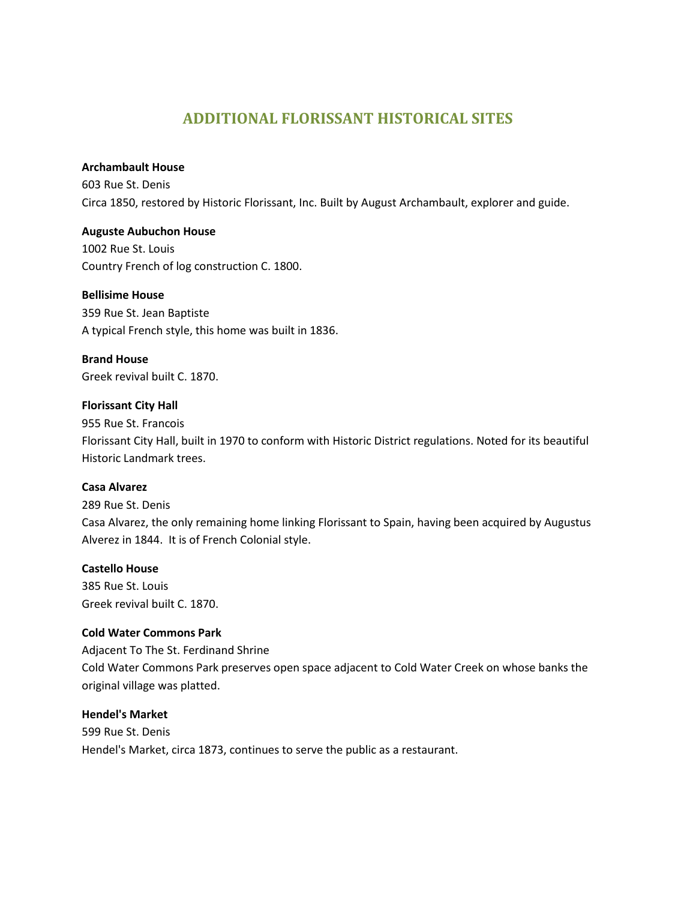# ADDITIONAL FLORISSANT HISTORICAL SITES

**Archambault House**
603 Rue St. Denis
Circa 1850, restored by Historic Florissant, Inc. Built by August Archambault, explorer and guide.

**Auguste Aubuchon House**
1002 Rue St. Louis
Country French of log construction C. 1800.

**Bellisime House**
359 Rue St. Jean Baptiste
A typical French style, this home was built in 1836.

**Brand House**
Greek revival built C. 1870.

**Florissant City Hall**
955 Rue St. Francois
Florissant City Hall, built in 1970 to conform with Historic District regulations. Noted for its beautiful Historic Landmark trees.

**Casa Alvarez**
289 Rue St. Denis
Casa Alvarez, the only remaining home linking Florissant to Spain, having been acquired by Augustus Alverez in 1844. It is of French Colonial style.

**Castello House**
385 Rue St. Louis
Greek revival built C. 1870.

**Cold Water Commons Park**
Adjacent To The St. Ferdinand Shrine
Cold Water Commons Park preserves open space adjacent to Cold Water Creek on whose banks the original village was platted.

**Hendel's Market**
599 Rue St. Denis
Hendel's Market, circa 1873, continues to serve the public as a restaurant.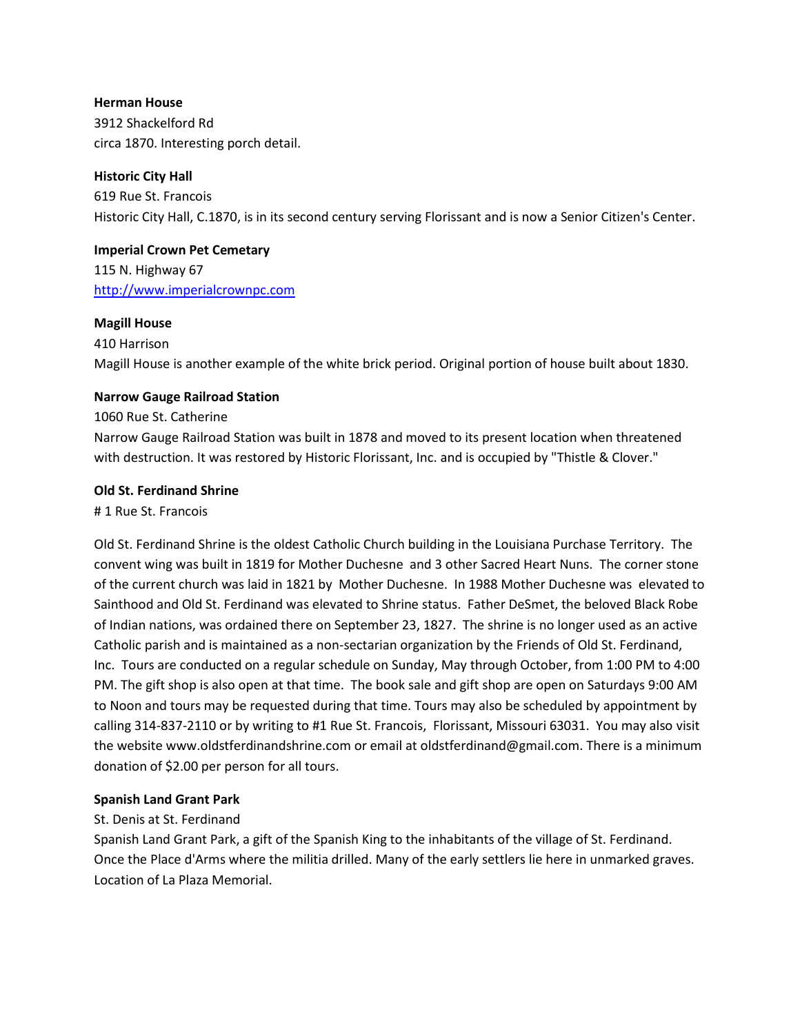**Herman House**
3912 Shackelford Rd
circa 1870. Interesting porch detail.

**Historic City Hall**
619 Rue St. Francois
Historic City Hall, C.1870, is in its second century serving Florissant and is now a Senior Citizen's Center.

**Imperial Crown Pet Cemetary**
115 N. Highway 67
[http://www.imperialcrownpc.com](http://www.imperialcrownpc.com)

**Magill House**
410 Harrison
Magill House is another example of the white brick period. Original portion of house built about 1830.

**Narrow Gauge Railroad Station**
1060 Rue St. Catherine
Narrow Gauge Railroad Station was built in 1878 and moved to its present location when threatened with destruction. It was restored by Historic Florissant, Inc. and is occupied by "Thistle & Clover."

**Old St. Ferdinand Shrine**
# 1 Rue St. Francois

Old St. Ferdinand Shrine is the oldest Catholic Church building in the Louisiana Purchase Territory. The convent wing was built in 1819 for Mother Duchesne and 3 other Sacred Heart Nuns. The corner stone of the current church was laid in 1821 by Mother Duchesne. In 1988 Mother Duchesne was elevated to Sainthood and Old St. Ferdinand was elevated to Shrine status. Father DeSmet, the beloved Black Robe of Indian nations, was ordained there on September 23, 1827. The shrine is no longer used as an active Catholic parish and is maintained as a non-sectarian organization by the Friends of Old St. Ferdinand, Inc. Tours are conducted on a regular schedule on Sunday, May through October, from 1:00 PM to 4:00 PM. The gift shop is also open at that time. The book sale and gift shop are open on Saturdays 9:00 AM to Noon and tours may be requested during that time. Tours may also be scheduled by appointment by calling 314-837-2110 or by writing to #1 Rue St. Francois, Florissant, Missouri 63031. You may also visit the website www.oldstferdinandshrine.com or email at oldstferdinand@gmail.com. There is a minimum donation of $2.00 per person for all tours.

**Spanish Land Grant Park**
St. Denis at St. Ferdinand
Spanish Land Grant Park, a gift of the Spanish King to the inhabitants of the village of St. Ferdinand. Once the Place d'Arms where the militia drilled. Many of the early settlers lie here in unmarked graves. Location of La Plaza Memorial.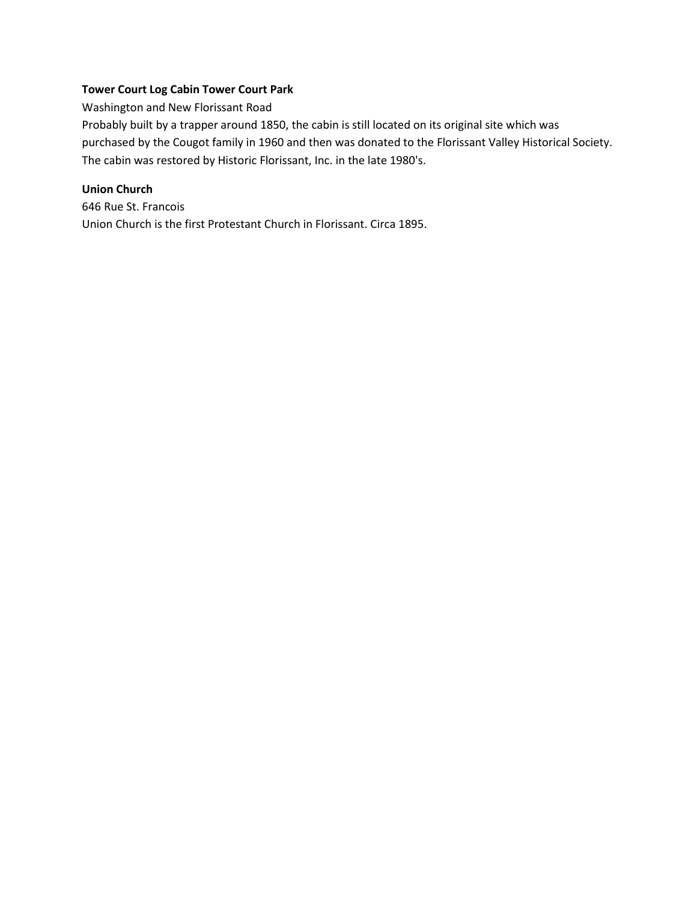**Tower Court Log Cabin Tower Court Park**

Washington and New Florissant Road

Probably built by a trapper around 1850, the cabin is still located on its original site which was purchased by the Cougot family in 1960 and then was donated to the Florissant Valley Historical Society. The cabin was restored by Historic Florissant, Inc. in the late 1980's.

**Union Church**

646 Rue St. Francois

Union Church is the first Protestant Church in Florissant. Circa 1895.